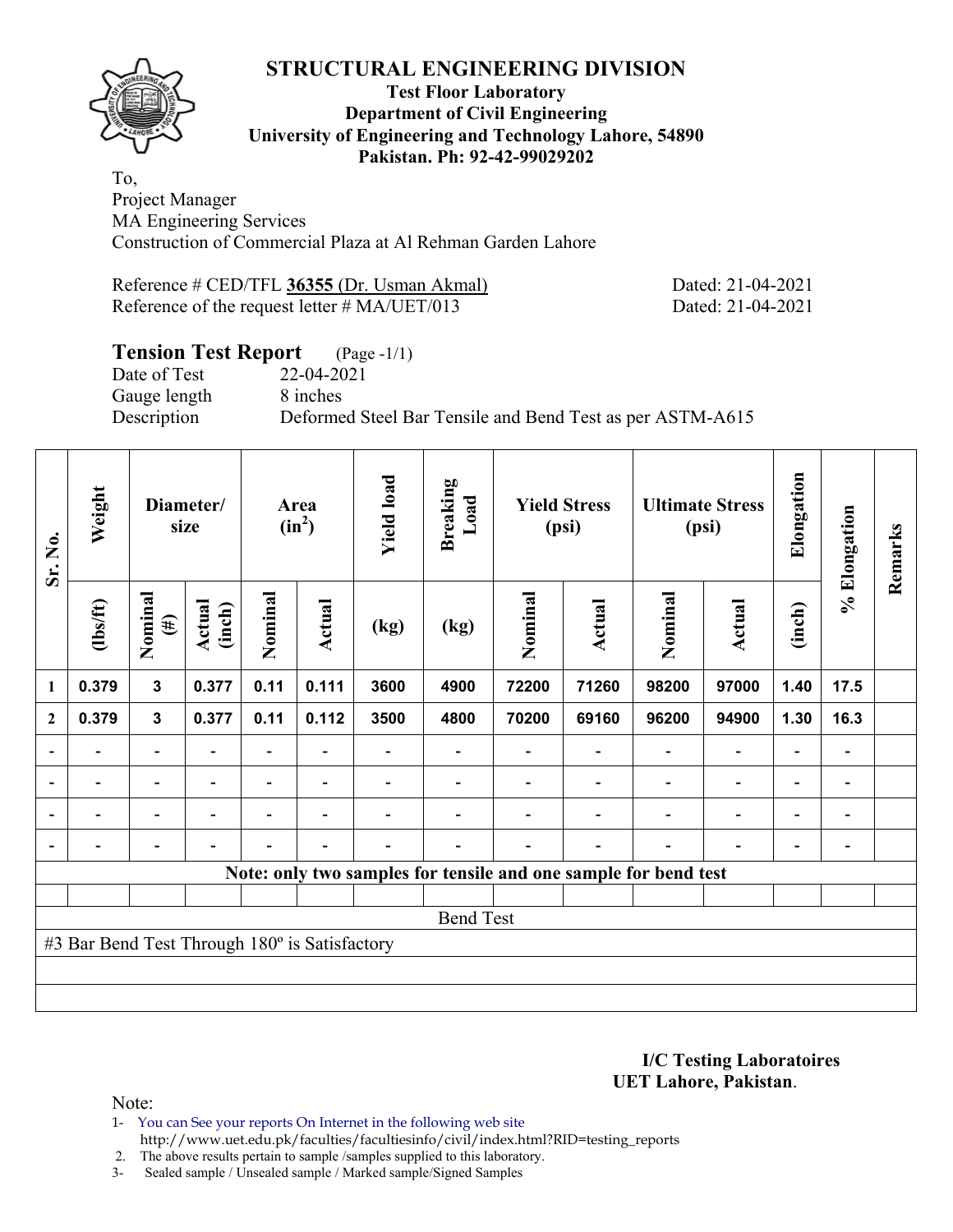# STRUCTURAL ENGINEERING DIVISION

**Test Floor Laboratory**
**Department of Civil Engineering**
**University of Engineering and Technology Lahore, 54890**
**Pakistan. Ph: 92-42-99029202**

To,
Project Manager
MA Engineering Services
Construction of Commercial Plaza at Al Rehman Garden Lahore

Reference # CED/TFL **36355** (Dr. Usman Akmal) Dated: 21-04-2021
Reference of the request letter # MA/UET/013 Dated: 21-04-2021

## Tension Test Report (Page -1/1)

Date of Test 22-04-2021
Gauge length 8 inches
Description Deformed Steel Bar Tensile and Bend Test as per ASTM-A615

| Sr. No. | Weight | Diameter/ size | | Area ($in^2$) | | Yield load | Breaking Load | Yield Stress (psi) | | Ultimate Stress (psi) | | Elongation | % Elongation | Remarks |
|---|---|---|---|---|---|---|---|---|---|---|---|---|---|---|
| | (lbs/ft) | Nominal (#) | Actual (inch) | Nominal | Actual | (kg) | (kg) | Nominal | Actual | Nominal | Actual | (inch) | | |
| 1 | 0.379 | 3 | 0.377 | 0.11 | 0.111 | 3600 | 4900 | 72200 | 71260 | 98200 | 97000 | 1.40 | 17.5 | |
| 2 | 0.379 | 3 | 0.377 | 0.11 | 0.112 | 3500 | 4800 | 70200 | 69160 | 96200 | 94900 | 1.30 | 16.3 | |
| - | - | - | - | - | - | - | - | - | - | - | - | - | - | |
| - | - | - | - | - | - | - | - | - | - | - | - | - | - | |
| - | - | - | - | - | - | - | - | - | - | - | - | - | - | |
| - | - | - | - | - | - | - | - | - | - | - | - | - | - | |

Note: only two samples for tensile and one sample for bend test

**Bend Test**

#3 Bar Bend Test Through 180º is Satisfactory

**I/C Testing Laboratoires**
**UET Lahore, Pakistan**.

Note:
1- You can See your reports On Internet in the following web site
http://www.uet.edu.pk/faculties/facultiesinfo/civil/index.html?RID=testing_reports
2. The above results pertain to sample /samples supplied to this laboratory.
3- Sealed sample / Unsealed sample / Marked sample/Signed Samples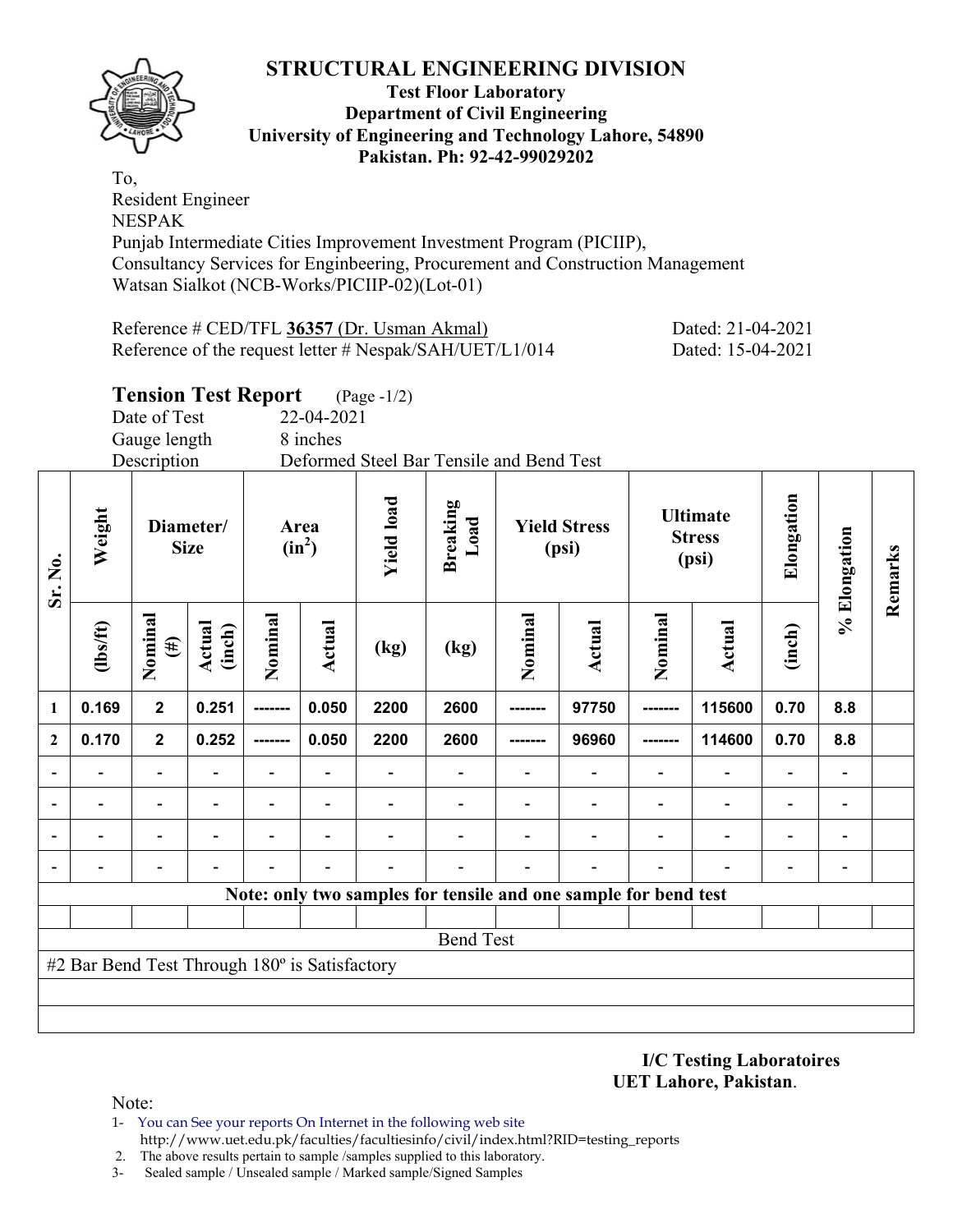# STRUCTURAL ENGINEERING DIVISION

**Test Floor Laboratory**
**Department of Civil Engineering**
**University of Engineering and Technology Lahore, 54890**
**Pakistan. Ph: 92-42-99029202**

To,
Resident Engineer
NESPAK
Punjab Intermediate Cities Improvement Investment Program (PICIIP),
Consultancy Services for Enginbeering, Procurement and Construction Management
Watsan Sialkot (NCB-Works/PICIIP-02)(Lot-01)

Reference # CED/TFL **36357** (Dr. Usman Akmal) Dated: 21-04-2021
Reference of the request letter # Nespak/SAH/UET/L1/014 Dated: 15-04-2021

## Tension Test Report (Page -1/2)

Date of Test 22-04-2021
Gauge length 8 inches
Description Deformed Steel Bar Tensile and Bend Test

| Sr. No. | Weight | Diameter/ Size | | Area ($in^2$) | | Yield load | Breaking Load | Yield Stress (psi) | | Ultimate Stress (psi) | | Elongation | % Elongation | Remarks |
|---|---|---|---|---|---|---|---|---|---|---|---|---|---|---|
| | (lbs/ft) | Nominal (#) | Actual (inch) | Nominal | Actual | (kg) | (kg) | Nominal | Actual | Nominal | Actual | (inch) | | |
| 1 | 0.169 | 2 | 0.251 | ------- | 0.050 | 2200 | 2600 | ------- | 97750 | ------- | 115600 | 0.70 | 8.8 | |
| 2 | 0.170 | 2 | 0.252 | ------- | 0.050 | 2200 | 2600 | ------- | 96960 | ------- | 114600 | 0.70 | 8.8 | |
| - | - | - | - | - | - | - | - | - | - | - | - | - | - | |
| - | - | - | - | - | - | - | - | - | - | - | - | - | - | |
| - | - | - | - | - | - | - | - | - | - | - | - | - | - | |
| - | - | - | - | - | - | - | - | - | - | - | - | - | - | |
| **Note: only two samples for tensile and one sample for bend test** | | | | | | | | | | | | | | |
| | | | | | | | | | | | | | | |
| Bend Test | | | | | | | | | | | | | | |
| #2 Bar Bend Test Through 180º is Satisfactory | | | | | | | | | | | | | | |

**I/C Testing Laboratoires**
**UET Lahore, Pakistan**.

Note:
1- You can See your reports On Internet in the following web site
http://www.uet.edu.pk/faculties/facultiesinfo/civil/index.html?RID=testing_reports
2. The above results pertain to sample /samples supplied to this laboratory.
3- Sealed sample / Unsealed sample / Marked sample/Signed Samples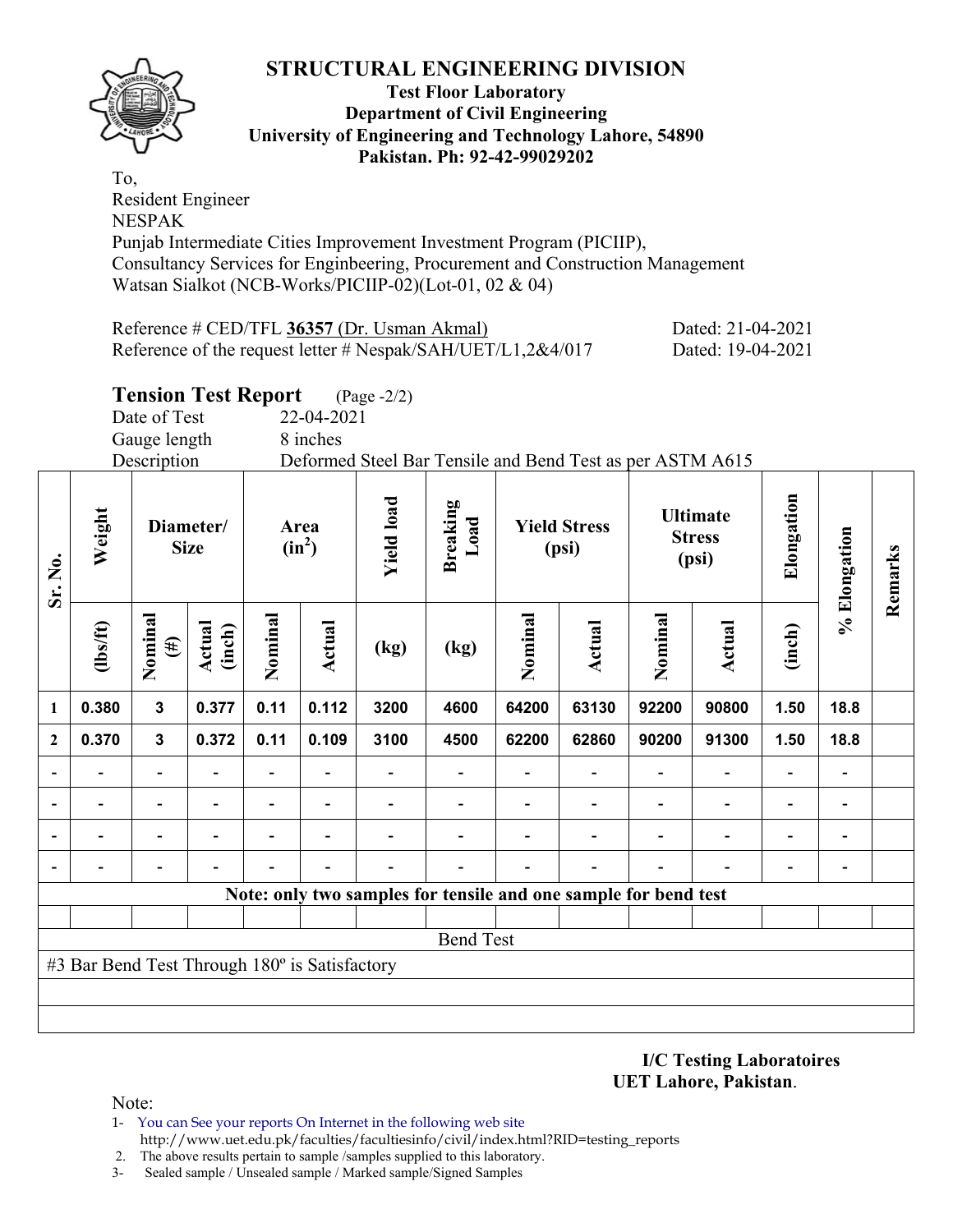# STRUCTURAL ENGINEERING DIVISION

**Test Floor Laboratory**
**Department of Civil Engineering**
**University of Engineering and Technology Lahore, 54890**
**Pakistan. Ph: 92-42-99029202**

To,
Resident Engineer
NESPAK
Punjab Intermediate Cities Improvement Investment Program (PICIIP),
Consultancy Services for Enginbeering, Procurement and Construction Management
Watsan Sialkot (NCB-Works/PICIIP-02)(Lot-01, 02 & 04)

Reference # CED/TFL **36357** (Dr. Usman Akmal) Dated: 21-04-2021
Reference of the request letter # Nespak/SAH/UET/L1,2&4/017 Dated: 19-04-2021

## Tension Test Report (Page -2/2)

Date of Test 22-04-2021
Gauge length 8 inches
Description Deformed Steel Bar Tensile and Bend Test as per ASTM A615

| Sr. No. | Weight | Diameter/ Size | | Area ($in^2$) | | Yield load | Breaking Load | Yield Stress (psi) | | Ultimate Stress (psi) | | Elongation | % Elongation | Remarks |
|---|---|---|---|---|---|---|---|---|---|---|---|---|---|---|
| | (lbs/ft) | Nominal (#) | Actual (inch) | Nominal | Actual | (kg) | (kg) | Nominal | Actual | Nominal | Actual | (inch) | | |
| 1 | 0.380 | 3 | 0.377 | 0.11 | 0.112 | 3200 | 4600 | 64200 | 63130 | 92200 | 90800 | 1.50 | 18.8 | |
| 2 | 0.370 | 3 | 0.372 | 0.11 | 0.109 | 3100 | 4500 | 62200 | 62860 | 90200 | 91300 | 1.50 | 18.8 | |
| - | - | - | - | - | - | - | - | - | - | - | - | - | - | |
| - | - | - | - | - | - | - | - | - | - | - | - | - | - | |
| - | - | - | - | - | - | - | - | - | - | - | - | - | - | |
| - | - | - | - | - | - | - | - | - | - | - | - | - | - | |

**Note: only two samples for tensile and one sample for bend test**

Bend Test

#3 Bar Bend Test Through 180º is Satisfactory

**I/C Testing Laboratoires**
**UET Lahore, Pakistan**.

Note:
1- You can See your reports On Internet in the following web site
http://www.uet.edu.pk/faculties/facultiesinfo/civil/index.html?RID=testing_reports
2. The above results pertain to sample /samples supplied to this laboratory.
3- Sealed sample / Unsealed sample / Marked sample/Signed Samples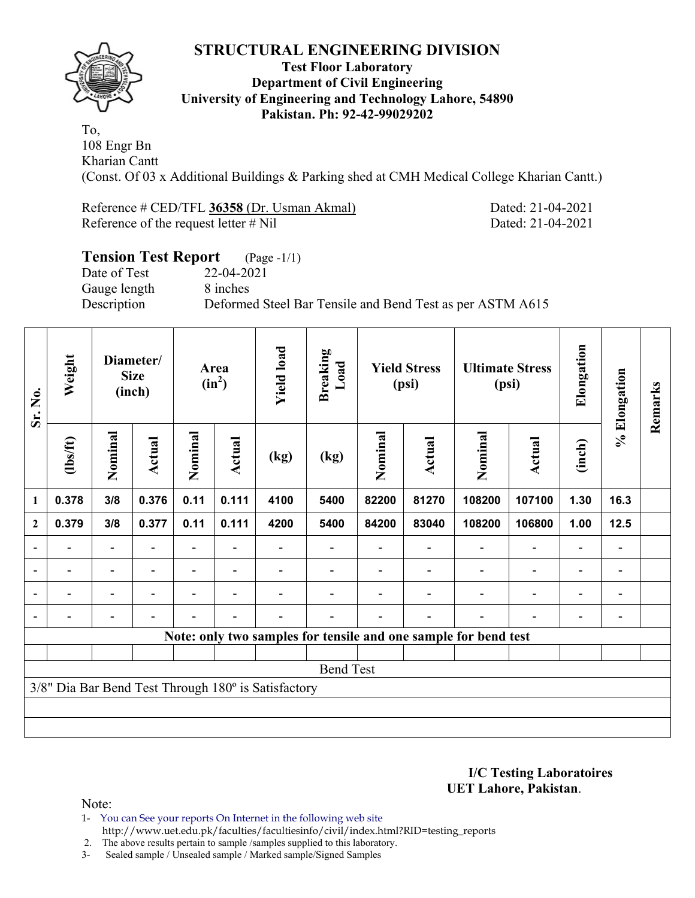# STRUCTURAL ENGINEERING DIVISION

**Test Floor Laboratory**
**Department of Civil Engineering**
**University of Engineering and Technology Lahore, 54890**
**Pakistan. Ph: 92-42-99029202**

To,
108 Engr Bn
Kharian Cantt
(Const. Of 03 x Additional Buildings & Parking shed at CMH Medical College Kharian Cantt.)

Reference # CED/TFL **36358** (Dr. Usman Akmal) Dated: 21-04-2021
Reference of the request letter # Nil Dated: 21-04-2021

## Tension Test Report (Page -1/1)

Date of Test 22-04-2021
Gauge length 8 inches
Description Deformed Steel Bar Tensile and Bend Test as per ASTM A615

| Sr. No. | Weight | Diameter/ Size (inch) | | Area ($in^2$) | | Yield load | Breaking Load | Yield Stress (psi) | | Ultimate Stress (psi) | | Elongation | % Elongation | Remarks |
|---|---|---|---|---|---|---|---|---|---|---|---|---|---|---|
| | (lbs/ft) | Nominal | Actual | Nominal | Actual | (kg) | (kg) | Nominal | Actual | Nominal | Actual | (inch) | | |
| 1 | 0.378 | 3/8 | 0.376 | 0.11 | 0.111 | 4100 | 5400 | 82200 | 81270 | 108200 | 107100 | 1.30 | 16.3 | |
| 2 | 0.379 | 3/8 | 0.377 | 0.11 | 0.111 | 4200 | 5400 | 84200 | 83040 | 108200 | 106800 | 1.00 | 12.5 | |
| - | - | - | - | - | - | - | - | - | - | - | - | - | - | |
| - | - | - | - | - | - | - | - | - | - | - | - | - | - | |
| - | - | - | - | - | - | - | - | - | - | - | - | - | - | |
| - | - | - | - | - | - | - | - | - | - | - | - | - | - | |

**Note: only two samples for tensile and one sample for bend test**

Bend Test

3/8" Dia Bar Bend Test Through 180º is Satisfactory

**I/C Testing Laboratoires**
**UET Lahore, Pakistan**.

Note:
1- You can See your reports On Internet in the following web site
http://www.uet.edu.pk/faculties/facultiesinfo/civil/index.html?RID=testing_reports
2. The above results pertain to sample /samples supplied to this laboratory.
3- Sealed sample / Unsealed sample / Marked sample/Signed Samples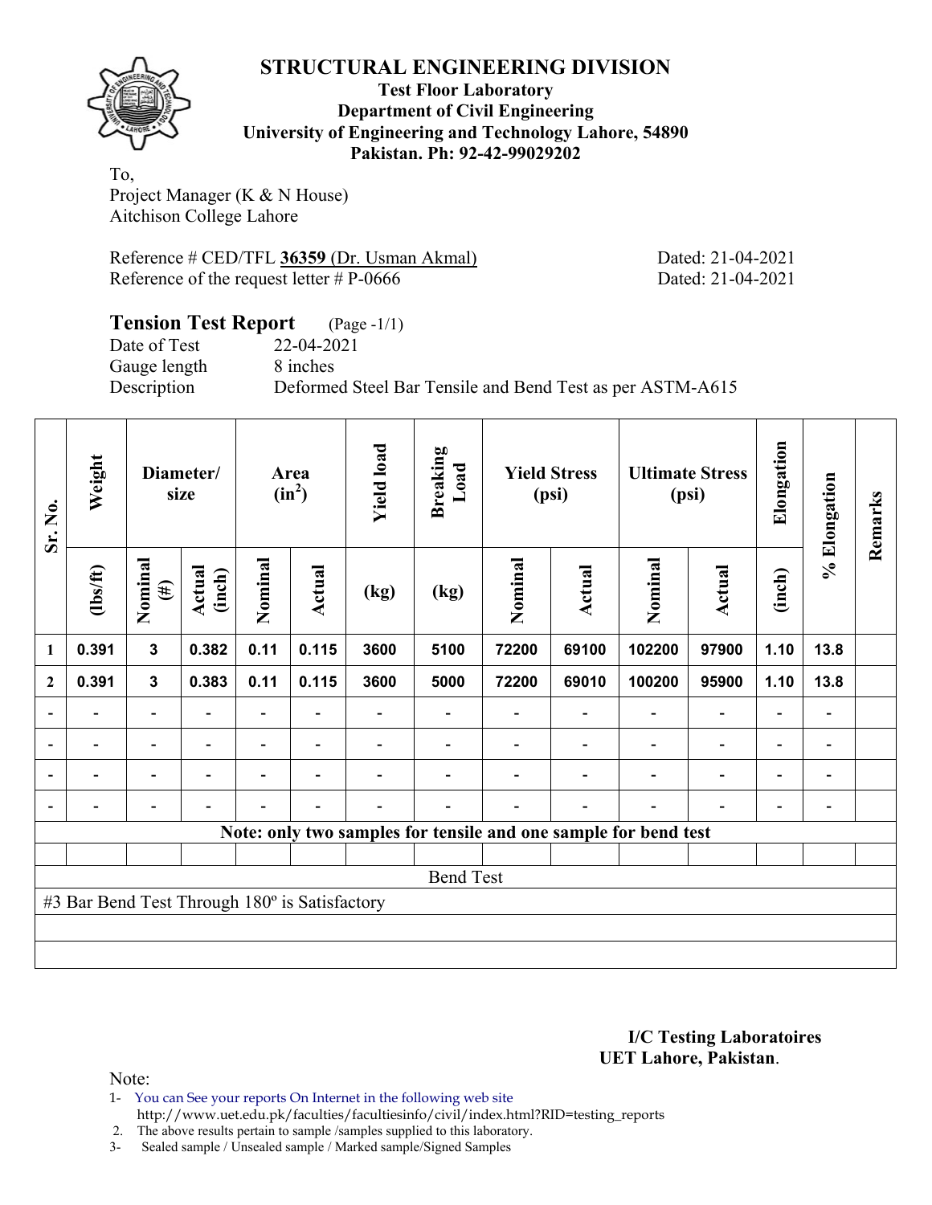# STRUCTURAL ENGINEERING DIVISION

**Test Floor Laboratory**
**Department of Civil Engineering**
**University of Engineering and Technology Lahore, 54890**
**Pakistan. Ph: 92-42-99029202**

To,
Project Manager (K & N House)
Aitchison College Lahore

Reference # CED/TFL **36359** (Dr. Usman Akmal) Dated: 21-04-2021
Reference of the request letter # P-0666 Dated: 21-04-2021

## Tension Test Report (Page -1/1)

Date of Test 22-04-2021
Gauge length 8 inches
Description Deformed Steel Bar Tensile and Bend Test as per ASTM-A615

| Sr. No. | Weight | Diameter/ size | | Area ($in^2$) | | Yield load | Breaking Load | Yield Stress (psi) | | Ultimate Stress (psi) | | Elongation | % Elongation | Remarks |
|---|---|---|---|---|---|---|---|---|---|---|---|---|---|---|
| | (lbs/ft) | Nominal (#) | Actual (inch) | Nominal | Actual | (kg) | (kg) | Nominal | Actual | Nominal | Actual | (inch) | | |
| 1 | 0.391 | 3 | 0.382 | 0.11 | 0.115 | 3600 | 5100 | 72200 | 69100 | 102200 | 97900 | 1.10 | 13.8 | |
| 2 | 0.391 | 3 | 0.383 | 0.11 | 0.115 | 3600 | 5000 | 72200 | 69010 | 100200 | 95900 | 1.10 | 13.8 | |
| - | - | - | - | - | - | - | - | - | - | - | - | - | - | |
| - | - | - | - | - | - | - | - | - | - | - | - | - | - | |
| - | - | - | - | - | - | - | - | - | - | - | - | - | - | |
| - | - | - | - | - | - | - | - | - | - | - | - | - | - | |
| **Note: only two samples for tensile and one sample for bend test** | | | | | | | | | | | | | | |
| Bend Test | | | | | | | | | | | | | | |
| #3 Bar Bend Test Through 180º is Satisfactory | | | | | | | | | | | | | | |

**I/C Testing Laboratoires**
**UET Lahore, Pakistan**.

Note:
1- You can See your reports On Internet in the following web site http://www.uet.edu.pk/faculties/facultiesinfo/civil/index.html?RID=testing_reports
2. The above results pertain to sample /samples supplied to this laboratory.
3- Sealed sample / Unsealed sample / Marked sample/Signed Samples